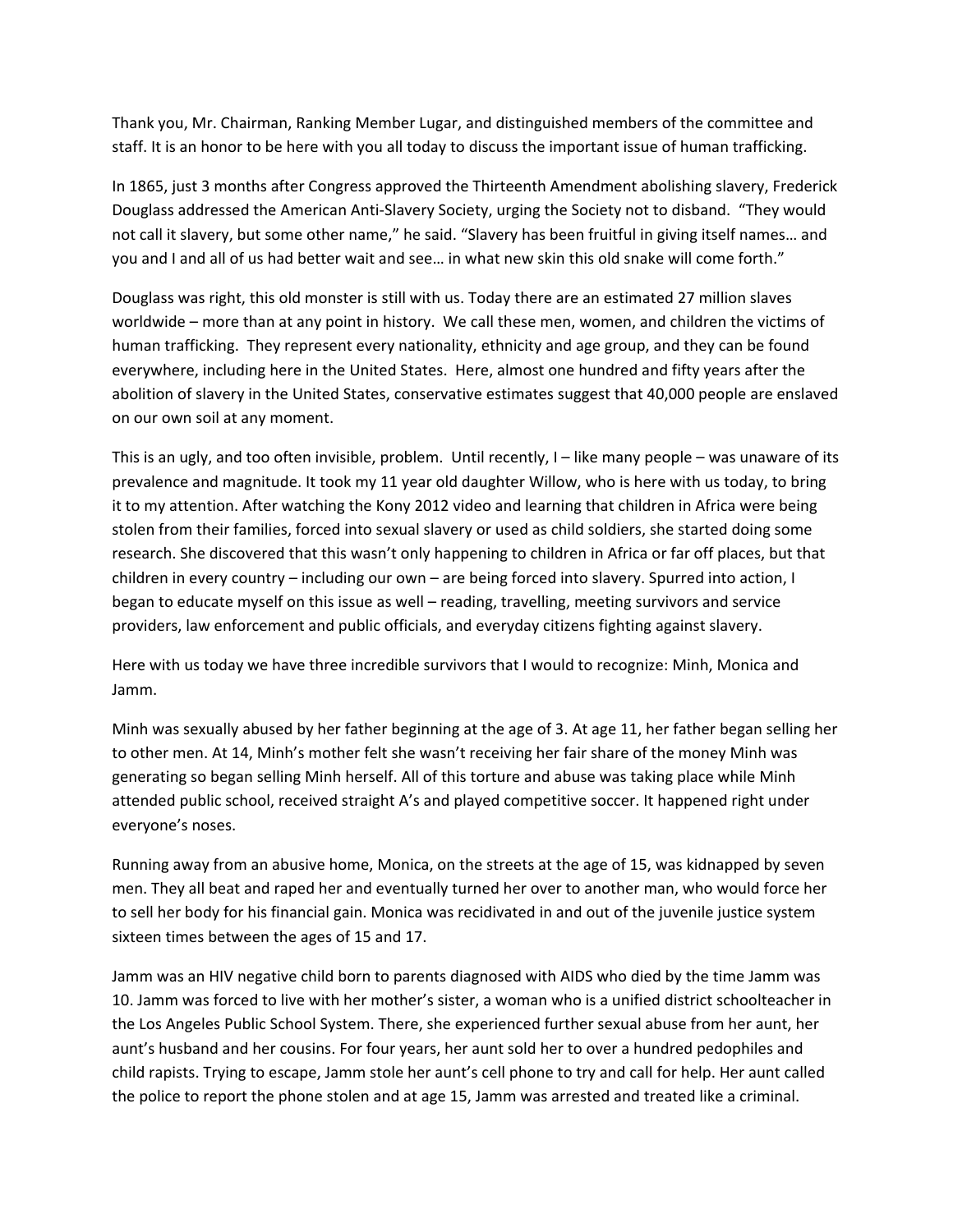Thank you, Mr. Chairman, Ranking Member Lugar, and distinguished members of the committee and staff. It is an honor to be here with you all today to discuss the important issue of human trafficking.

In 1865, just 3 months after Congress approved the Thirteenth Amendment abolishing slavery, Frederick Douglass addressed the American Anti-Slavery Society, urging the Society not to disband. "They would not call it slavery, but some other name," he said. "Slavery has been fruitful in giving itself names… and you and I and all of us had better wait and see… in what new skin this old snake will come forth."

Douglass was right, this old monster is still with us. Today there are an estimated 27 million slaves worldwide – more than at any point in history. We call these men, women, and children the victims of human trafficking. They represent every nationality, ethnicity and age group, and they can be found everywhere, including here in the United States. Here, almost one hundred and fifty years after the abolition of slavery in the United States, conservative estimates suggest that 40,000 people are enslaved on our own soil at any moment.

This is an ugly, and too often invisible, problem. Until recently, I – like many people – was unaware of its prevalence and magnitude. It took my 11 year old daughter Willow, who is here with us today, to bring it to my attention. After watching the Kony 2012 video and learning that children in Africa were being stolen from their families, forced into sexual slavery or used as child soldiers, she started doing some research. She discovered that this wasn't only happening to children in Africa or far off places, but that children in every country – including our own – are being forced into slavery. Spurred into action, I began to educate myself on this issue as well – reading, travelling, meeting survivors and service providers, law enforcement and public officials, and everyday citizens fighting against slavery.

Here with us today we have three incredible survivors that I would to recognize: Minh, Monica and Jamm.

Minh was sexually abused by her father beginning at the age of 3. At age 11, her father began selling her to other men. At 14, Minh's mother felt she wasn't receiving her fair share of the money Minh was generating so began selling Minh herself. All of this torture and abuse was taking place while Minh attended public school, received straight A's and played competitive soccer. It happened right under everyone's noses.

Running away from an abusive home, Monica, on the streets at the age of 15, was kidnapped by seven men. They all beat and raped her and eventually turned her over to another man, who would force her to sell her body for his financial gain. Monica was recidivated in and out of the juvenile justice system sixteen times between the ages of 15 and 17.

Jamm was an HIV negative child born to parents diagnosed with AIDS who died by the time Jamm was 10. Jamm was forced to live with her mother's sister, a woman who is a unified district schoolteacher in the Los Angeles Public School System. There, she experienced further sexual abuse from her aunt, her aunt's husband and her cousins. For four years, her aunt sold her to over a hundred pedophiles and child rapists. Trying to escape, Jamm stole her aunt's cell phone to try and call for help. Her aunt called the police to report the phone stolen and at age 15, Jamm was arrested and treated like a criminal.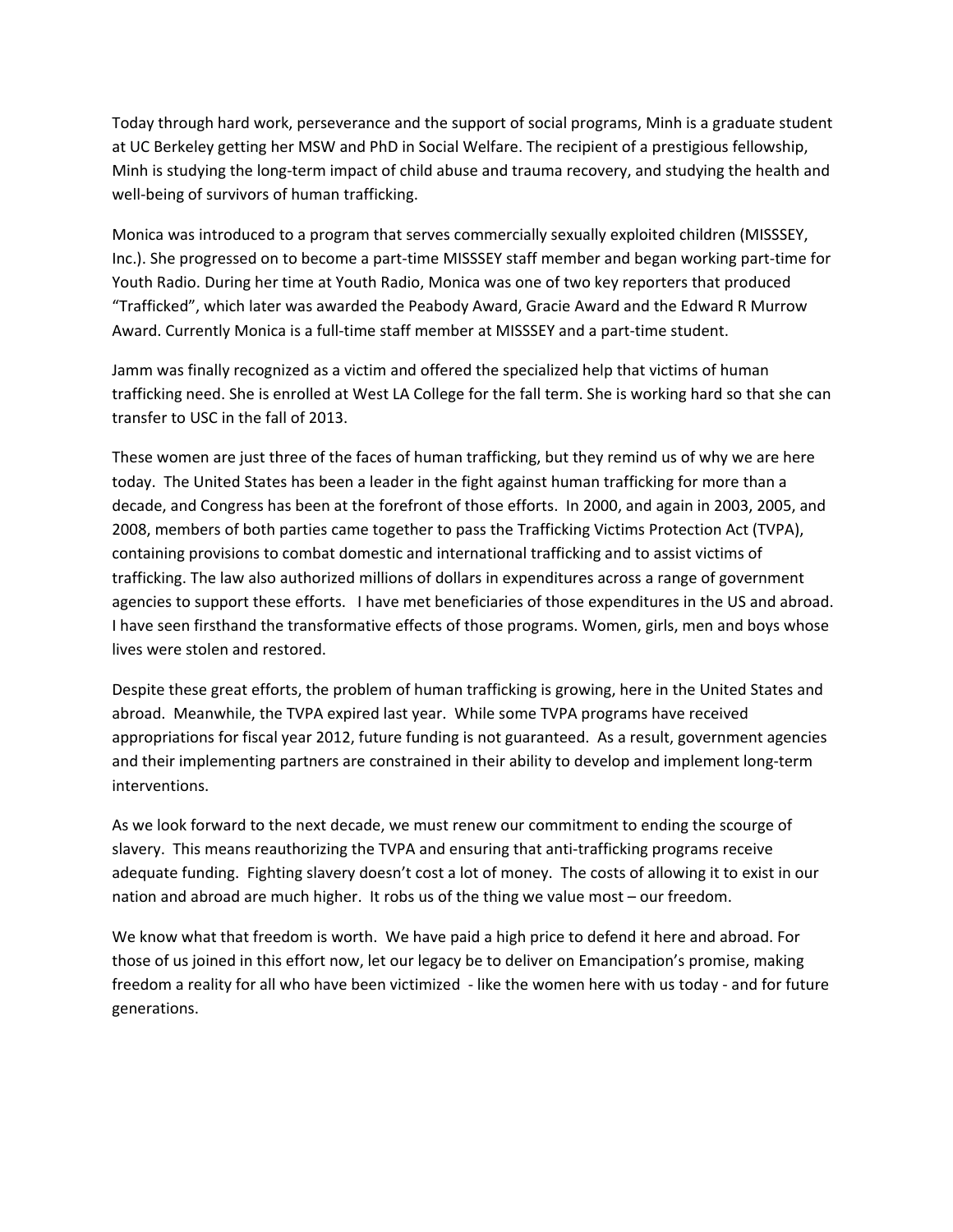Today through hard work, perseverance and the support of social programs, Minh is a graduate student at UC Berkeley getting her MSW and PhD in Social Welfare. The recipient of a prestigious fellowship, Minh is studying the long-term impact of child abuse and trauma recovery, and studying the health and well-being of survivors of human trafficking.

Monica was introduced to a program that serves commercially sexually exploited children (MISSSEY, Inc.). She progressed on to become a part-time MISSSEY staff member and began working part-time for Youth Radio. During her time at Youth Radio, Monica was one of two key reporters that produced "Trafficked", which later was awarded the Peabody Award, Gracie Award and the Edward R Murrow Award. Currently Monica is a full-time staff member at MISSSEY and a part-time student.

Jamm was finally recognized as a victim and offered the specialized help that victims of human trafficking need. She is enrolled at West LA College for the fall term. She is working hard so that she can transfer to USC in the fall of 2013.

These women are just three of the faces of human trafficking, but they remind us of why we are here today. The United States has been a leader in the fight against human trafficking for more than a decade, and Congress has been at the forefront of those efforts. In 2000, and again in 2003, 2005, and 2008, members of both parties came together to pass the Trafficking Victims Protection Act (TVPA), containing provisions to combat domestic and international trafficking and to assist victims of trafficking. The law also authorized millions of dollars in expenditures across a range of government agencies to support these efforts. I have met beneficiaries of those expenditures in the US and abroad. I have seen firsthand the transformative effects of those programs. Women, girls, men and boys whose lives were stolen and restored.

Despite these great efforts, the problem of human trafficking is growing, here in the United States and abroad. Meanwhile, the TVPA expired last year. While some TVPA programs have received appropriations for fiscal year 2012, future funding is not guaranteed. As a result, government agencies and their implementing partners are constrained in their ability to develop and implement long-term interventions.

As we look forward to the next decade, we must renew our commitment to ending the scourge of slavery. This means reauthorizing the TVPA and ensuring that anti-trafficking programs receive adequate funding. Fighting slavery doesn't cost a lot of money. The costs of allowing it to exist in our nation and abroad are much higher. It robs us of the thing we value most – our freedom.

We know what that freedom is worth. We have paid a high price to defend it here and abroad. For those of us joined in this effort now, let our legacy be to deliver on Emancipation's promise, making freedom a reality for all who have been victimized - like the women here with us today - and for future generations.